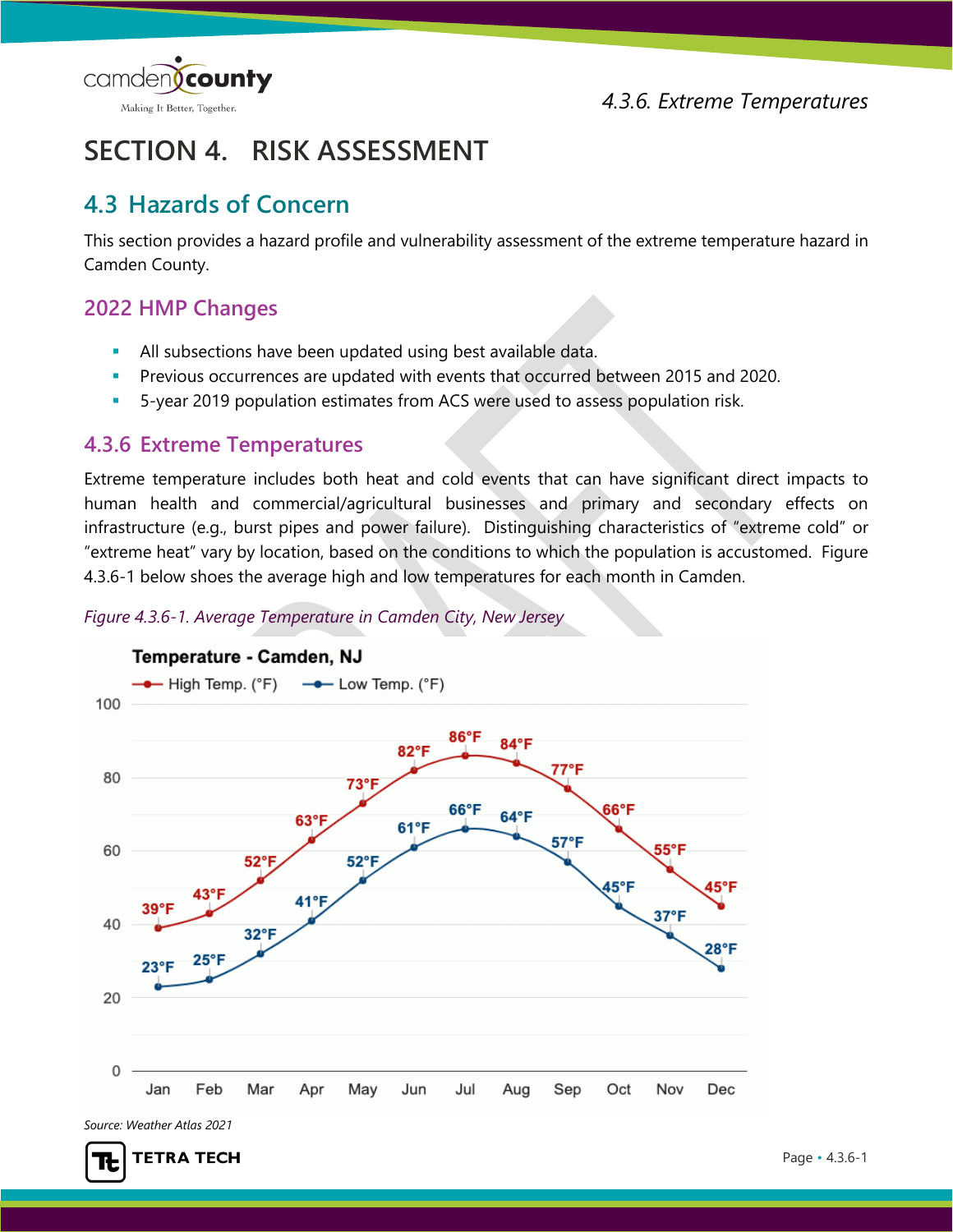# SECTION 4. RISK ASSESSMENT

## 4.3 Hazards of Concern

This section provides a hazard profile and vulnerability assessment of the extreme temperature hazard in Camden County.

### 2022 HMP Changes

- All subsections have been updated using best available data.
- Previous occurrences are updated with events that occurred between 2015 and 2020.
- 5-year 2019 population estimates from ACS were used to assess population risk.

### 4.3.6 Extreme Temperatures

Extreme temperature includes both heat and cold events that can have significant direct impacts to human health and commercial/agricultural businesses and primary and secondary effects on infrastructure (e.g., burst pipes and power failure). Distinguishing characteristics of "extreme cold" or "extreme heat" vary by location, based on the conditions to which the population is accustomed. Figure 4.3.6-1 below shoes the average high and low temperatures for each month in Camden.

*Figure 4.3.6-1. Average Temperature in Camden City, New Jersey*

**Temperature - Camden, NJ**

| Month | High Temp. (°F) | Low Temp. (°F) |
|---|---|---|
| Jan | 39°F | 23°F |
| Feb | 43°F | 25°F |
| Mar | 52°F | 32°F |
| Apr | 63°F | 41°F |
| May | 73°F | 52°F |
| Jun | 82°F | 61°F |
| Jul | 86°F | 66°F |
| Aug | 84°F | 64°F |
| Sep | 77°F | 57°F |
| Oct | 66°F | 45°F |
| Nov | 55°F | 37°F |
| Dec | 45°F | 28°F |

*Source: Weather Atlas 2021*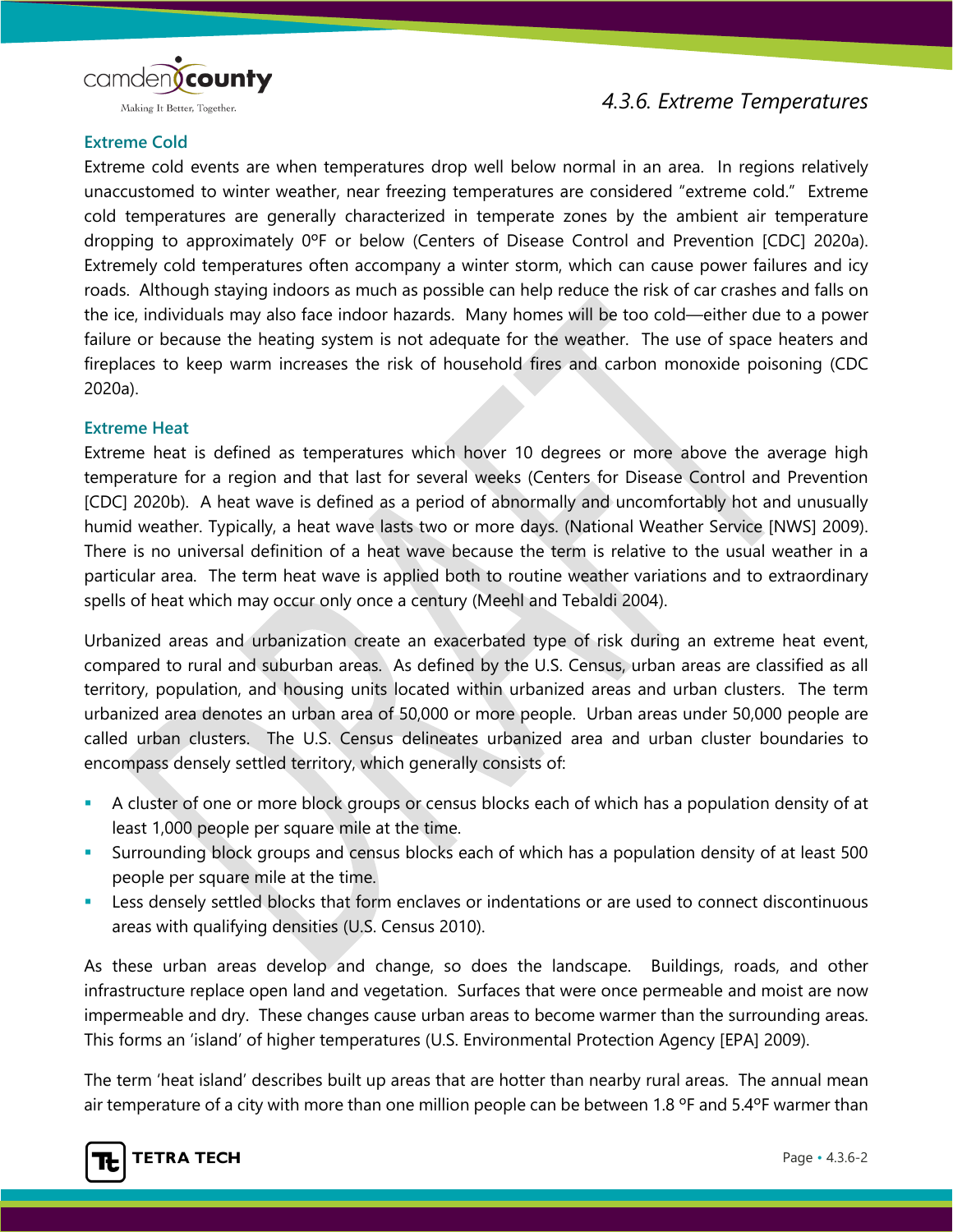### Extreme Cold

Extreme cold events are when temperatures drop well below normal in an area. In regions relatively unaccustomed to winter weather, near freezing temperatures are considered "extreme cold." Extreme cold temperatures are generally characterized in temperate zones by the ambient air temperature dropping to approximately 0ºF or below (Centers of Disease Control and Prevention [CDC] 2020a). Extremely cold temperatures often accompany a winter storm, which can cause power failures and icy roads. Although staying indoors as much as possible can help reduce the risk of car crashes and falls on the ice, individuals may also face indoor hazards. Many homes will be too cold—either due to a power failure or because the heating system is not adequate for the weather. The use of space heaters and fireplaces to keep warm increases the risk of household fires and carbon monoxide poisoning (CDC 2020a).

### Extreme Heat

Extreme heat is defined as temperatures which hover 10 degrees or more above the average high temperature for a region and that last for several weeks (Centers for Disease Control and Prevention [CDC] 2020b). A heat wave is defined as a period of abnormally and uncomfortably hot and unusually humid weather. Typically, a heat wave lasts two or more days. (National Weather Service [NWS] 2009). There is no universal definition of a heat wave because the term is relative to the usual weather in a particular area. The term heat wave is applied both to routine weather variations and to extraordinary spells of heat which may occur only once a century (Meehl and Tebaldi 2004).

Urbanized areas and urbanization create an exacerbated type of risk during an extreme heat event, compared to rural and suburban areas. As defined by the U.S. Census, urban areas are classified as all territory, population, and housing units located within urbanized areas and urban clusters. The term urbanized area denotes an urban area of 50,000 or more people. Urban areas under 50,000 people are called urban clusters. The U.S. Census delineates urbanized area and urban cluster boundaries to encompass densely settled territory, which generally consists of:

- A cluster of one or more block groups or census blocks each of which has a population density of at least 1,000 people per square mile at the time.
- Surrounding block groups and census blocks each of which has a population density of at least 500 people per square mile at the time.
- Less densely settled blocks that form enclaves or indentations or are used to connect discontinuous areas with qualifying densities (U.S. Census 2010).

As these urban areas develop and change, so does the landscape. Buildings, roads, and other infrastructure replace open land and vegetation. Surfaces that were once permeable and moist are now impermeable and dry. These changes cause urban areas to become warmer than the surrounding areas. This forms an 'island' of higher temperatures (U.S. Environmental Protection Agency [EPA] 2009).

The term 'heat island' describes built up areas that are hotter than nearby rural areas. The annual mean air temperature of a city with more than one million people can be between 1.8 °F and 5.4°F warmer than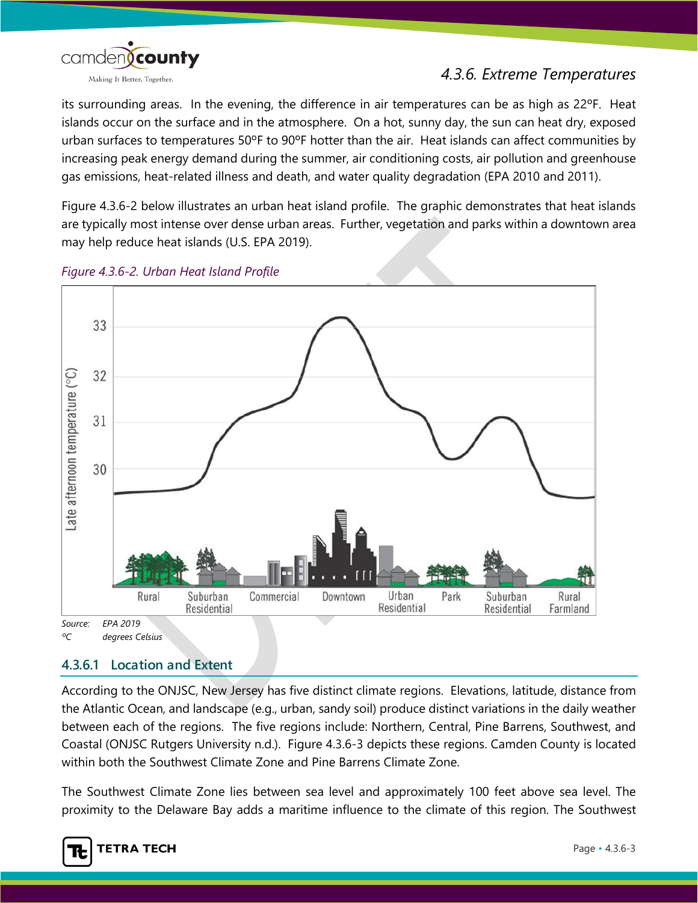its surrounding areas. In the evening, the difference in air temperatures can be as high as 22ºF. Heat islands occur on the surface and in the atmosphere. On a hot, sunny day, the sun can heat dry, exposed urban surfaces to temperatures 50ºF to 90ºF hotter than the air. Heat islands can affect communities by increasing peak energy demand during the summer, air conditioning costs, air pollution and greenhouse gas emissions, heat-related illness and death, and water quality degradation (EPA 2010 and 2011).

Figure 4.3.6-2 below illustrates an urban heat island profile. The graphic demonstrates that heat islands are typically most intense over dense urban areas. Further, vegetation and parks within a downtown area may help reduce heat islands (U.S. EPA 2019).

*Figure 4.3.6-2. Urban Heat Island Profile*

*Source: EPA 2019*
*ºC degrees Celsius*

### 4.3.6.1 Location and Extent

According to the ONJSC, New Jersey has five distinct climate regions. Elevations, latitude, distance from the Atlantic Ocean, and landscape (e.g., urban, sandy soil) produce distinct variations in the daily weather between each of the regions. The five regions include: Northern, Central, Pine Barrens, Southwest, and Coastal (ONJSC Rutgers University n.d.). Figure 4.3.6-3 depicts these regions. Camden County is located within both the Southwest Climate Zone and Pine Barrens Climate Zone.

The Southwest Climate Zone lies between sea level and approximately 100 feet above sea level. The proximity to the Delaware Bay adds a maritime influence to the climate of this region. The Southwest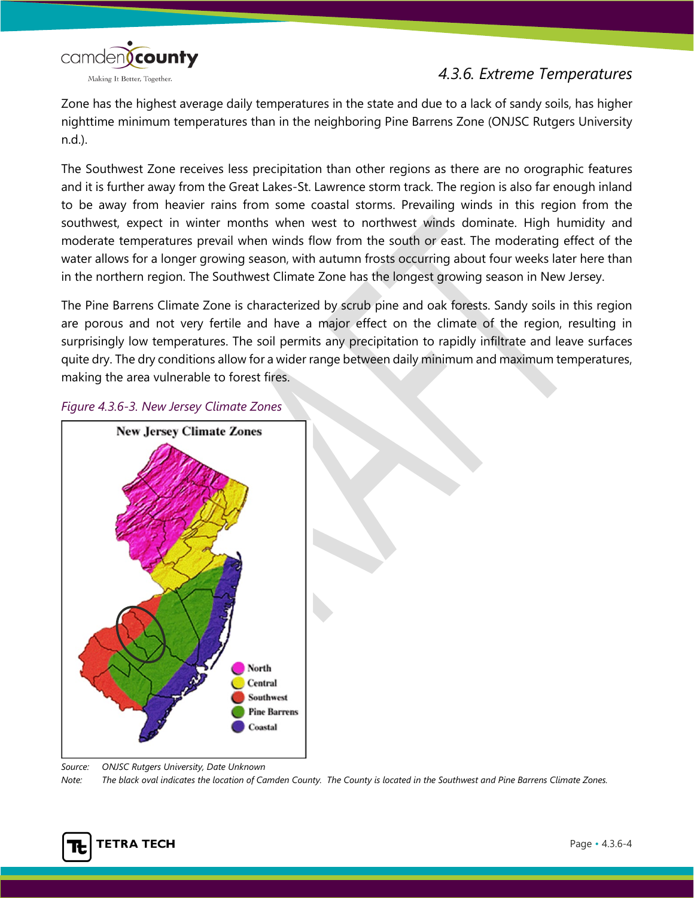Zone has the highest average daily temperatures in the state and due to a lack of sandy soils, has higher nighttime minimum temperatures than in the neighboring Pine Barrens Zone (ONJSC Rutgers University n.d.).

The Southwest Zone receives less precipitation than other regions as there are no orographic features and it is further away from the Great Lakes-St. Lawrence storm track. The region is also far enough inland to be away from heavier rains from some coastal storms. Prevailing winds in this region from the southwest, expect in winter months when west to northwest winds dominate. High humidity and moderate temperatures prevail when winds flow from the south or east. The moderating effect of the water allows for a longer growing season, with autumn frosts occurring about four weeks later here than in the northern region. The Southwest Climate Zone has the longest growing season in New Jersey.

The Pine Barrens Climate Zone is characterized by scrub pine and oak forests. Sandy soils in this region are porous and not very fertile and have a major effect on the climate of the region, resulting in surprisingly low temperatures. The soil permits any precipitation to rapidly infiltrate and leave surfaces quite dry. The dry conditions allow for a wider range between daily minimum and maximum temperatures, making the area vulnerable to forest fires.

*Figure 4.3.6-3. New Jersey Climate Zones*

*Source: ONJSC Rutgers University, Date Unknown*

*Note: The black oval indicates the location of Camden County. The County is located in the Southwest and Pine Barrens Climate Zones.*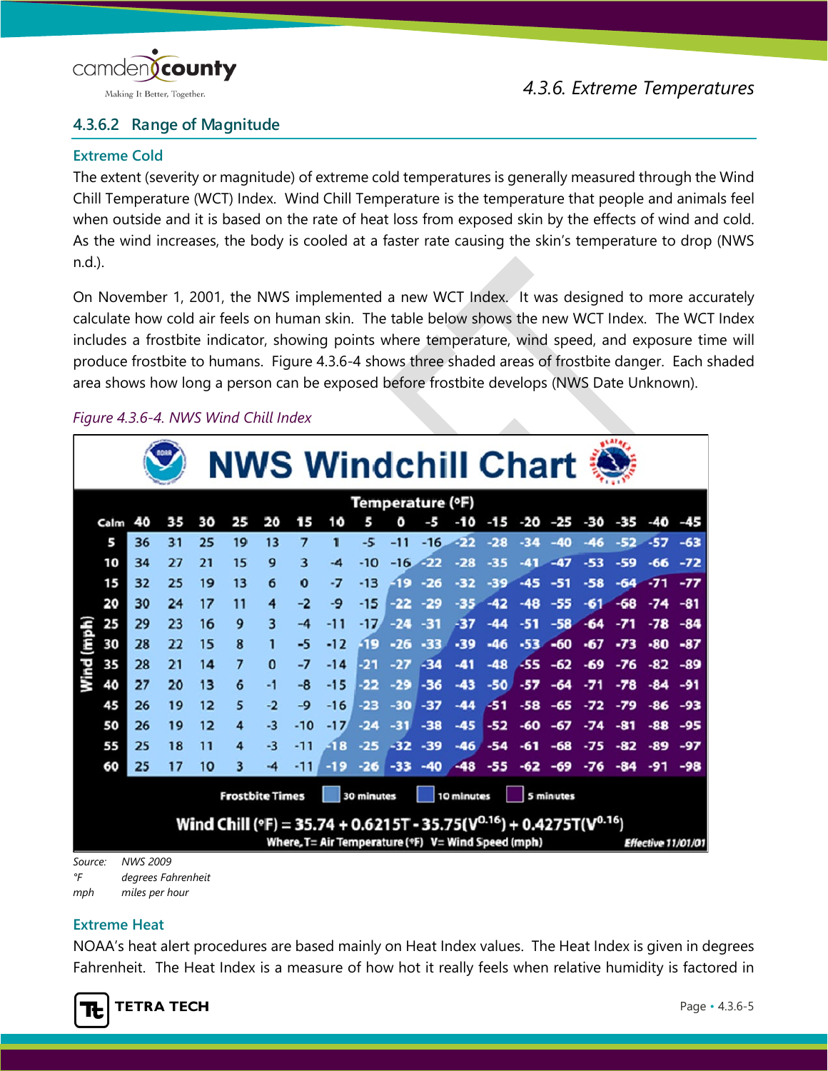### 4.3.6.2 Range of Magnitude

#### Extreme Cold

The extent (severity or magnitude) of extreme cold temperatures is generally measured through the Wind Chill Temperature (WCT) Index. Wind Chill Temperature is the temperature that people and animals feel when outside and it is based on the rate of heat loss from exposed skin by the effects of wind and cold. As the wind increases, the body is cooled at a faster rate causing the skin's temperature to drop (NWS n.d.).

On November 1, 2001, the NWS implemented a new WCT Index. It was designed to more accurately calculate how cold air feels on human skin. The table below shows the new WCT Index. The WCT Index includes a frostbite indicator, showing points where temperature, wind speed, and exposure time will produce frostbite to humans. Figure 4.3.6-4 shows three shaded areas of frostbite danger. Each shaded area shows how long a person can be exposed before frostbite develops (NWS Date Unknown).

*Figure 4.3.6-4. NWS Wind Chill Index*

**NWS Windchill Chart**

Temperature (°F)

| Wind (mph) | 40 | 35 | 30 | 25 | 20 | 15 | 10 | 5 | 0 | -5 | -10 | -15 | -20 | -25 | -30 | -35 | -40 | -45 |
|---|---|---|---|---|---|---|---|---|---|---|---|---|---|---|---|---|---|---|
| 5 | 36 | 31 | 25 | 19 | 13 | 7 | 1 | -5 | -11 | -16 | -22 | -28 | -34 | -40 | -46 | -52 | -57 | -63 |
| 10 | 34 | 27 | 21 | 15 | 9 | 3 | -4 | -10 | -16 | -22 | -28 | -35 | -41 | -47 | -53 | -59 | -66 | -72 |
| 15 | 32 | 25 | 19 | 13 | 6 | 0 | -7 | -13 | -19 | -26 | -32 | -39 | -45 | -51 | -58 | -64 | -71 | -77 |
| 20 | 30 | 24 | 17 | 11 | 4 | -2 | -9 | -15 | -22 | -29 | -35 | -42 | -48 | -55 | -61 | -68 | -74 | -81 |
| 25 | 29 | 23 | 16 | 9 | 3 | -4 | -11 | -17 | -24 | -31 | -37 | -44 | -51 | -58 | -64 | -71 | -78 | -84 |
| 30 | 28 | 22 | 15 | 8 | 1 | -5 | -12 | -19 | -26 | -33 | -39 | -46 | -53 | -60 | -67 | -73 | -80 | -87 |
| 35 | 28 | 21 | 14 | 7 | 0 | -7 | -14 | -21 | -27 | -34 | -41 | -48 | -55 | -62 | -69 | -76 | -82 | -89 |
| 40 | 27 | 20 | 13 | 6 | -1 | -8 | -15 | -22 | -29 | -36 | -43 | -50 | -57 | -64 | -71 | -78 | -84 | -91 |
| 45 | 26 | 19 | 12 | 5 | -2 | -9 | -16 | -23 | -30 | -37 | -44 | -51 | -58 | -65 | -72 | -79 | -86 | -93 |
| 50 | 26 | 19 | 12 | 4 | -3 | -10 | -17 | -24 | -31 | -38 | -45 | -52 | -60 | -67 | -74 | -81 | -88 | -95 |
| 55 | 25 | 18 | 11 | 4 | -3 | -11 | -18 | -25 | -32 | -39 | -46 | -54 | -61 | -68 | -75 | -82 | -89 | -97 |
| 60 | 25 | 17 | 10 | 3 | -4 | -11 | -19 | -26 | -33 | -40 | -48 | -55 | -62 | -69 | -76 | -84 | -91 | -98 |

Frostbite Times: 30 minutes, 10 minutes, 5 minutes

$$\text{Wind Chill (°F)} = 35.74 + 0.6215T - 35.75(V^{0.16}) + 0.4275T(V^{0.16})$$

Where, T= Air Temperature (°F) V= Wind Speed (mph)

*Effective 11/01/01*

*Source: NWS 2009*
*°F degrees Fahrenheit*
*mph miles per hour*

#### Extreme Heat

NOAA's heat alert procedures are based mainly on Heat Index values. The Heat Index is given in degrees Fahrenheit. The Heat Index is a measure of how hot it really feels when relative humidity is factored in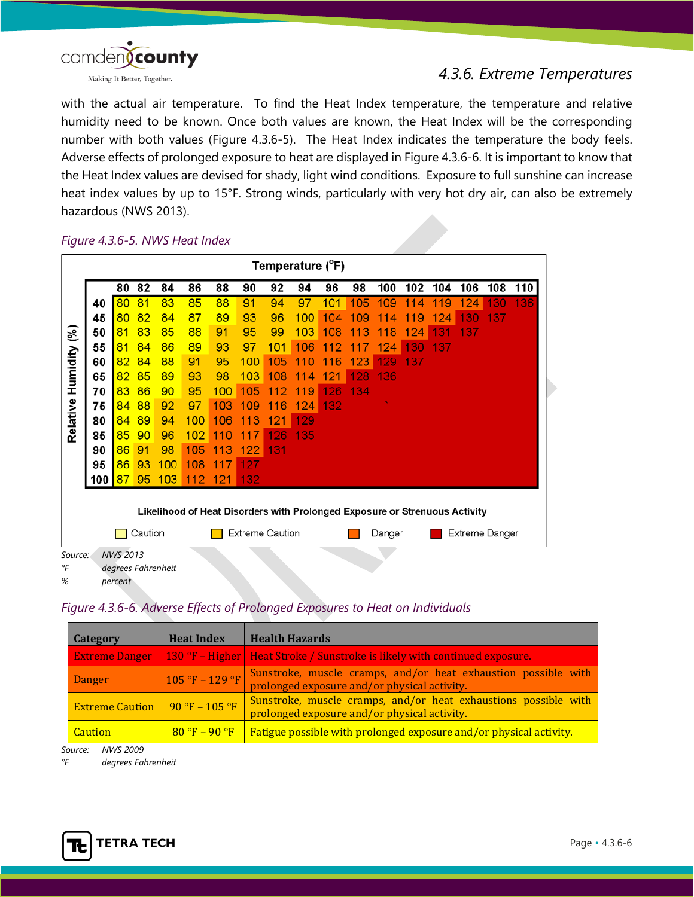with the actual air temperature. To find the Heat Index temperature, the temperature and relative humidity need to be known. Once both values are known, the Heat Index will be the corresponding number with both values (Figure 4.3.6-5). The Heat Index indicates the temperature the body feels. Adverse effects of prolonged exposure to heat are displayed in Figure 4.3.6-6. It is important to know that the Heat Index values are devised for shady, light wind conditions. Exposure to full sunshine can increase heat index values by up to 15°F. Strong winds, particularly with very hot dry air, can also be extremely hazardous (NWS 2013).

*Figure 4.3.6-5. NWS Heat Index*

Temperature (°F)

| Relative Humidity (%) | 80 | 82 | 84 | 86 | 88 | 90 | 92 | 94 | 96 | 98 | 100 | 102 | 104 | 106 | 108 | 110 |
|---|---|---|---|---|---|---|---|---|---|---|---|---|---|---|---|---|
| 40 | 80 | 81 | 83 | 85 | 88 | 91 | 94 | 97 | 101 | 105 | 109 | 114 | 119 | 124 | 130 | 136 |
| 45 | 80 | 82 | 84 | 87 | 89 | 93 | 96 | 100 | 104 | 109 | 114 | 119 | 124 | 130 | 137 | |
| 50 | 81 | 83 | 85 | 88 | 91 | 95 | 99 | 103 | 108 | 113 | 118 | 124 | 131 | 137 | | |
| 55 | 81 | 84 | 86 | 89 | 93 | 97 | 101 | 106 | 112 | 117 | 124 | 130 | 137 | | | |
| 60 | 82 | 84 | 88 | 91 | 95 | 100 | 105 | 110 | 116 | 123 | 129 | 137 | | | | |
| 65 | 82 | 85 | 89 | 93 | 98 | 103 | 108 | 114 | 121 | 128 | 136 | | | | | |
| 70 | 83 | 86 | 90 | 95 | 100 | 105 | 112 | 119 | 126 | 134 | | | | | | |
| 75 | 84 | 88 | 92 | 97 | 103 | 109 | 116 | 124 | 132 | | | | | | | |
| 80 | 84 | 89 | 94 | 100 | 106 | 113 | 121 | 129 | | | | | | | | |
| 85 | 85 | 90 | 96 | 102 | 110 | 117 | 126 | 135 | | | | | | | | |
| 90 | 86 | 91 | 98 | 105 | 113 | 122 | 131 | | | | | | | | | |
| 95 | 86 | 93 | 100 | 108 | 117 | 127 | | | | | | | | | | |
| 100 | 87 | 95 | 103 | 112 | 121 | 132 | | | | | | | | | | |

Likelihood of Heat Disorders with Prolonged Exposure or Strenuous Activity

Caution | Extreme Caution | Danger | Extreme Danger

Source: NWS 2013
°F degrees Fahrenheit
% percent

*Figure 4.3.6-6. Adverse Effects of Prolonged Exposures to Heat on Individuals*

| Category | Heat Index | Health Hazards |
|---|---|---|
| Extreme Danger | 130 °F – Higher | Heat Stroke / Sunstroke is likely with continued exposure. |
| Danger | 105 °F – 129 °F | Sunstroke, muscle cramps, and/or heat exhaustion possible with prolonged exposure and/or physical activity. |
| Extreme Caution | 90 °F – 105 °F | Sunstroke, muscle cramps, and/or heat exhaustions possible with prolonged exposure and/or physical activity. |
| Caution | 80 °F – 90 °F | Fatigue possible with prolonged exposure and/or physical activity. |

Source: NWS 2009
°F degrees Fahrenheit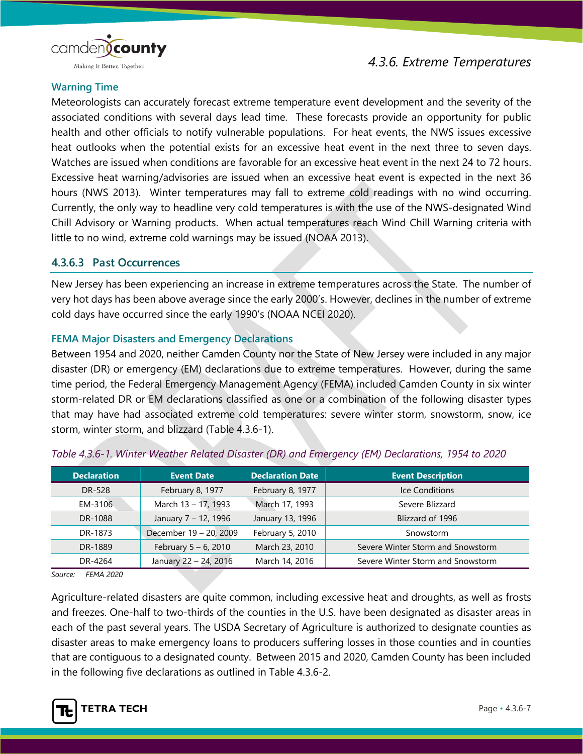#### Warning Time

Meteorologists can accurately forecast extreme temperature event development and the severity of the associated conditions with several days lead time. These forecasts provide an opportunity for public health and other officials to notify vulnerable populations. For heat events, the NWS issues excessive heat outlooks when the potential exists for an excessive heat event in the next three to seven days. Watches are issued when conditions are favorable for an excessive heat event in the next 24 to 72 hours. Excessive heat warning/advisories are issued when an excessive heat event is expected in the next 36 hours (NWS 2013). Winter temperatures may fall to extreme cold readings with no wind occurring. Currently, the only way to headline very cold temperatures is with the use of the NWS-designated Wind Chill Advisory or Warning products. When actual temperatures reach Wind Chill Warning criteria with little to no wind, extreme cold warnings may be issued (NOAA 2013).

### 4.3.6.3 Past Occurrences

New Jersey has been experiencing an increase in extreme temperatures across the State. The number of very hot days has been above average since the early 2000's. However, declines in the number of extreme cold days have occurred since the early 1990's (NOAA NCEI 2020).

#### FEMA Major Disasters and Emergency Declarations

Between 1954 and 2020, neither Camden County nor the State of New Jersey were included in any major disaster (DR) or emergency (EM) declarations due to extreme temperatures. However, during the same time period, the Federal Emergency Management Agency (FEMA) included Camden County in six winter storm-related DR or EM declarations classified as one or a combination of the following disaster types that may have had associated extreme cold temperatures: severe winter storm, snowstorm, snow, ice storm, winter storm, and blizzard (Table 4.3.6-1).

*Table 4.3.6-1. Winter Weather Related Disaster (DR) and Emergency (EM) Declarations, 1954 to 2020*

| Declaration | Event Date | Declaration Date | Event Description |
|---|---|---|---|
| DR-528 | February 8, 1977 | February 8, 1977 | Ice Conditions |
| EM-3106 | March 13 – 17, 1993 | March 17, 1993 | Severe Blizzard |
| DR-1088 | January 7 – 12, 1996 | January 13, 1996 | Blizzard of 1996 |
| DR-1873 | December 19 – 20, 2009 | February 5, 2010 | Snowstorm |
| DR-1889 | February 5 – 6, 2010 | March 23, 2010 | Severe Winter Storm and Snowstorm |
| DR-4264 | January 22 – 24, 2016 | March 14, 2016 | Severe Winter Storm and Snowstorm |

*Source: FEMA 2020*

Agriculture-related disasters are quite common, including excessive heat and droughts, as well as frosts and freezes. One-half to two-thirds of the counties in the U.S. have been designated as disaster areas in each of the past several years. The USDA Secretary of Agriculture is authorized to designate counties as disaster areas to make emergency loans to producers suffering losses in those counties and in counties that are contiguous to a designated county. Between 2015 and 2020, Camden County has been included in the following five declarations as outlined in Table 4.3.6-2.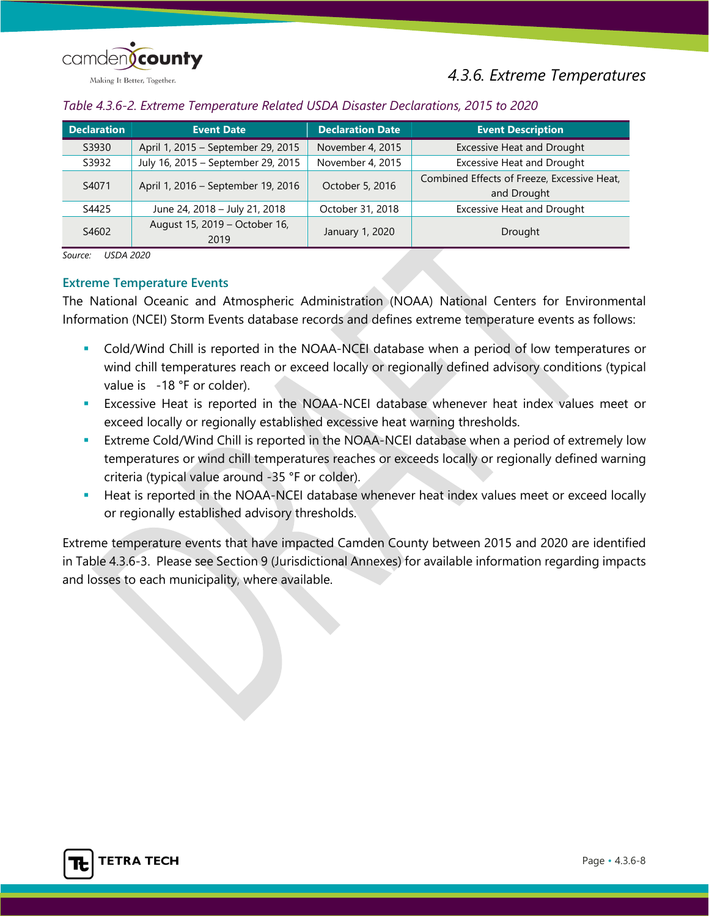*Table 4.3.6-2. Extreme Temperature Related USDA Disaster Declarations, 2015 to 2020*

| Declaration | Event Date | Declaration Date | Event Description |
|---|---|---|---|
| S3930 | April 1, 2015 – September 29, 2015 | November 4, 2015 | Excessive Heat and Drought |
| S3932 | July 16, 2015 – September 29, 2015 | November 4, 2015 | Excessive Heat and Drought |
| S4071 | April 1, 2016 – September 19, 2016 | October 5, 2016 | Combined Effects of Freeze, Excessive Heat, and Drought |
| S4425 | June 24, 2018 – July 21, 2018 | October 31, 2018 | Excessive Heat and Drought |
| S4602 | August 15, 2019 – October 16, 2019 | January 1, 2020 | Drought |

*Source: USDA 2020*

### Extreme Temperature Events

The National Oceanic and Atmospheric Administration (NOAA) National Centers for Environmental Information (NCEI) Storm Events database records and defines extreme temperature events as follows:

- Cold/Wind Chill is reported in the NOAA-NCEI database when a period of low temperatures or wind chill temperatures reach or exceed locally or regionally defined advisory conditions (typical value is -18 °F or colder).
- Excessive Heat is reported in the NOAA-NCEI database whenever heat index values meet or exceed locally or regionally established excessive heat warning thresholds.
- Extreme Cold/Wind Chill is reported in the NOAA-NCEI database when a period of extremely low temperatures or wind chill temperatures reaches or exceeds locally or regionally defined warning criteria (typical value around -35 °F or colder).
- Heat is reported in the NOAA-NCEI database whenever heat index values meet or exceed locally or regionally established advisory thresholds.

Extreme temperature events that have impacted Camden County between 2015 and 2020 are identified in Table 4.3.6-3. Please see Section 9 (Jurisdictional Annexes) for available information regarding impacts and losses to each municipality, where available.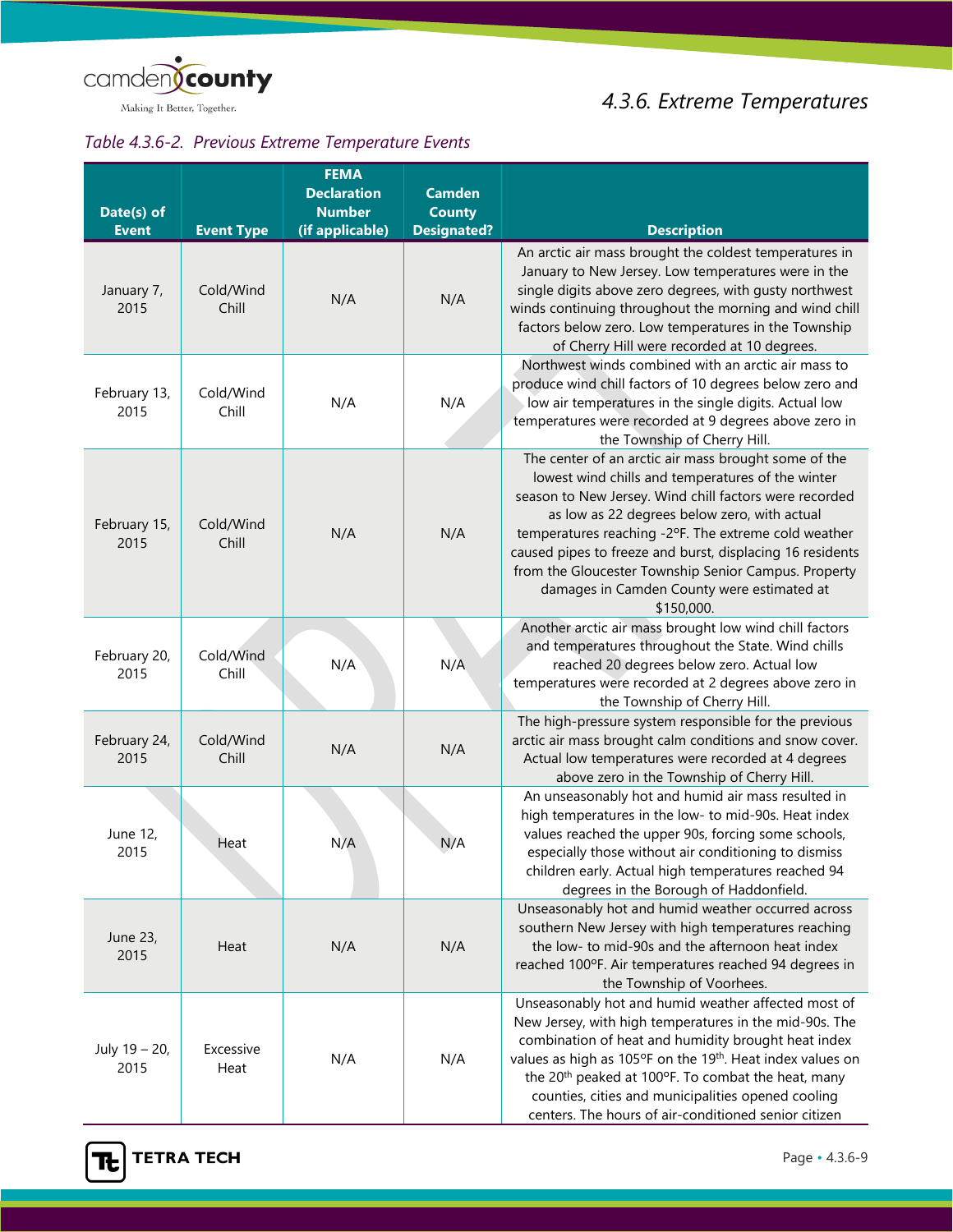*Table 4.3.6-2. Previous Extreme Temperature Events*

| Date(s) of Event | Event Type | FEMA Declaration Number (if applicable) | Camden County Designated? | Description |
|---|---|---|---|---|
| January 7, 2015 | Cold/Wind Chill | N/A | N/A | An arctic air mass brought the coldest temperatures in January to New Jersey. Low temperatures were in the single digits above zero degrees, with gusty northwest winds continuing throughout the morning and wind chill factors below zero. Low temperatures in the Township of Cherry Hill were recorded at 10 degrees. |
| February 13, 2015 | Cold/Wind Chill | N/A | N/A | Northwest winds combined with an arctic air mass to produce wind chill factors of 10 degrees below zero and low air temperatures in the single digits. Actual low temperatures were recorded at 9 degrees above zero in the Township of Cherry Hill. |
| February 15, 2015 | Cold/Wind Chill | N/A | N/A | The center of an arctic air mass brought some of the lowest wind chills and temperatures of the winter season to New Jersey. Wind chill factors were recorded as low as 22 degrees below zero, with actual temperatures reaching -2ºF. The extreme cold weather caused pipes to freeze and burst, displacing 16 residents from the Gloucester Township Senior Campus. Property damages in Camden County were estimated at $150,000. |
| February 20, 2015 | Cold/Wind Chill | N/A | N/A | Another arctic air mass brought low wind chill factors and temperatures throughout the State. Wind chills reached 20 degrees below zero. Actual low temperatures were recorded at 2 degrees above zero in the Township of Cherry Hill. |
| February 24, 2015 | Cold/Wind Chill | N/A | N/A | The high-pressure system responsible for the previous arctic air mass brought calm conditions and snow cover. Actual low temperatures were recorded at 4 degrees above zero in the Township of Cherry Hill. |
| June 12, 2015 | Heat | N/A | N/A | An unseasonably hot and humid air mass resulted in high temperatures in the low- to mid-90s. Heat index values reached the upper 90s, forcing some schools, especially those without air conditioning to dismiss children early. Actual high temperatures reached 94 degrees in the Borough of Haddonfield. |
| June 23, 2015 | Heat | N/A | N/A | Unseasonably hot and humid weather occurred across southern New Jersey with high temperatures reaching the low- to mid-90s and the afternoon heat index reached 100ºF. Air temperatures reached 94 degrees in the Township of Voorhees. |
| July 19 – 20, 2015 | Excessive Heat | N/A | N/A | Unseasonably hot and humid weather affected most of New Jersey, with high temperatures in the mid-90s. The combination of heat and humidity brought heat index values as high as 105ºF on the 19th. Heat index values on the 20th peaked at 100ºF. To combat the heat, many counties, cities and municipalities opened cooling centers. The hours of air-conditioned senior citizen |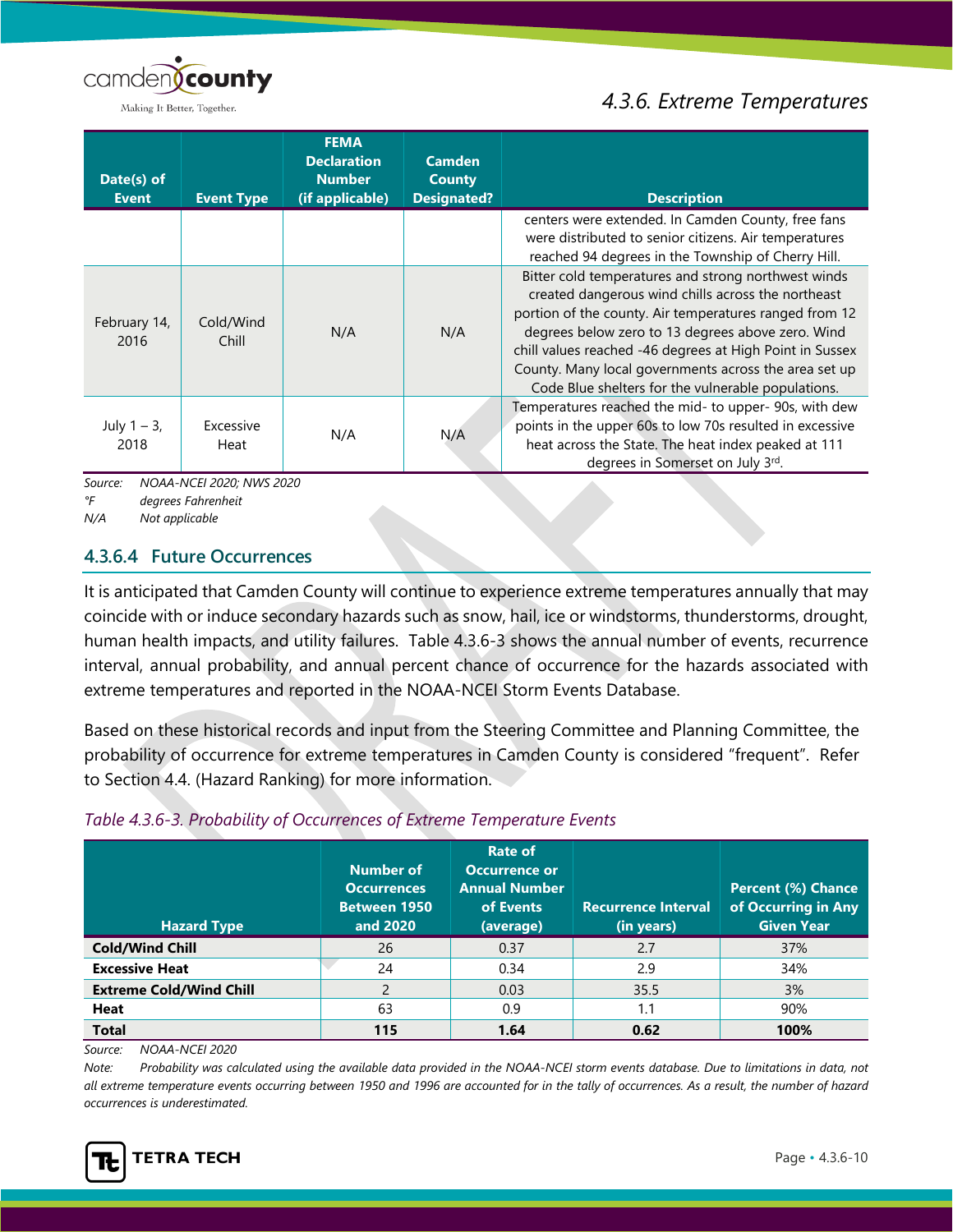| Date(s) of Event | Event Type | FEMA Declaration Number (if applicable) | Camden County Designated? | Description |
|---|---|---|---|---|
| | | | | centers were extended. In Camden County, free fans were distributed to senior citizens. Air temperatures reached 94 degrees in the Township of Cherry Hill. |
| February 14, 2016 | Cold/Wind Chill | N/A | N/A | Bitter cold temperatures and strong northwest winds created dangerous wind chills across the northeast portion of the county. Air temperatures ranged from 12 degrees below zero to 13 degrees above zero. Wind chill values reached -46 degrees at High Point in Sussex County. Many local governments across the area set up Code Blue shelters for the vulnerable populations. |
| July 1 – 3, 2018 | Excessive Heat | N/A | N/A | Temperatures reached the mid- to upper- 90s, with dew points in the upper 60s to low 70s resulted in excessive heat across the State. The heat index peaked at 111 degrees in Somerset on July 3rd. |

*Source: NOAA-NCEI 2020; NWS 2020*
*°F degrees Fahrenheit*
*N/A Not applicable*

### 4.3.6.4 Future Occurrences

It is anticipated that Camden County will continue to experience extreme temperatures annually that may coincide with or induce secondary hazards such as snow, hail, ice or windstorms, thunderstorms, drought, human health impacts, and utility failures. Table 4.3.6-3 shows the annual number of events, recurrence interval, annual probability, and annual percent chance of occurrence for the hazards associated with extreme temperatures and reported in the NOAA-NCEI Storm Events Database.

Based on these historical records and input from the Steering Committee and Planning Committee, the probability of occurrence for extreme temperatures in Camden County is considered "frequent". Refer to Section 4.4. (Hazard Ranking) for more information.

*Table 4.3.6-3. Probability of Occurrences of Extreme Temperature Events*

| Hazard Type | Number of Occurrences Between 1950 and 2020 | Rate of Occurrence or Annual Number of Events (average) | Recurrence Interval (in years) | Percent (%) Chance of Occurring in Any Given Year |
|---|---|---|---|---|
| **Cold/Wind Chill** | 26 | 0.37 | 2.7 | 37% |
| **Excessive Heat** | 24 | 0.34 | 2.9 | 34% |
| **Extreme Cold/Wind Chill** | 2 | 0.03 | 35.5 | 3% |
| **Heat** | 63 | 0.9 | 1.1 | 90% |
| **Total** | **115** | **1.64** | **0.62** | **100%** |

*Source: NOAA-NCEI 2020*
*Note: Probability was calculated using the available data provided in the NOAA-NCEI storm events database. Due to limitations in data, not all extreme temperature events occurring between 1950 and 1996 are accounted for in the tally of occurrences. As a result, the number of hazard occurrences is underestimated.*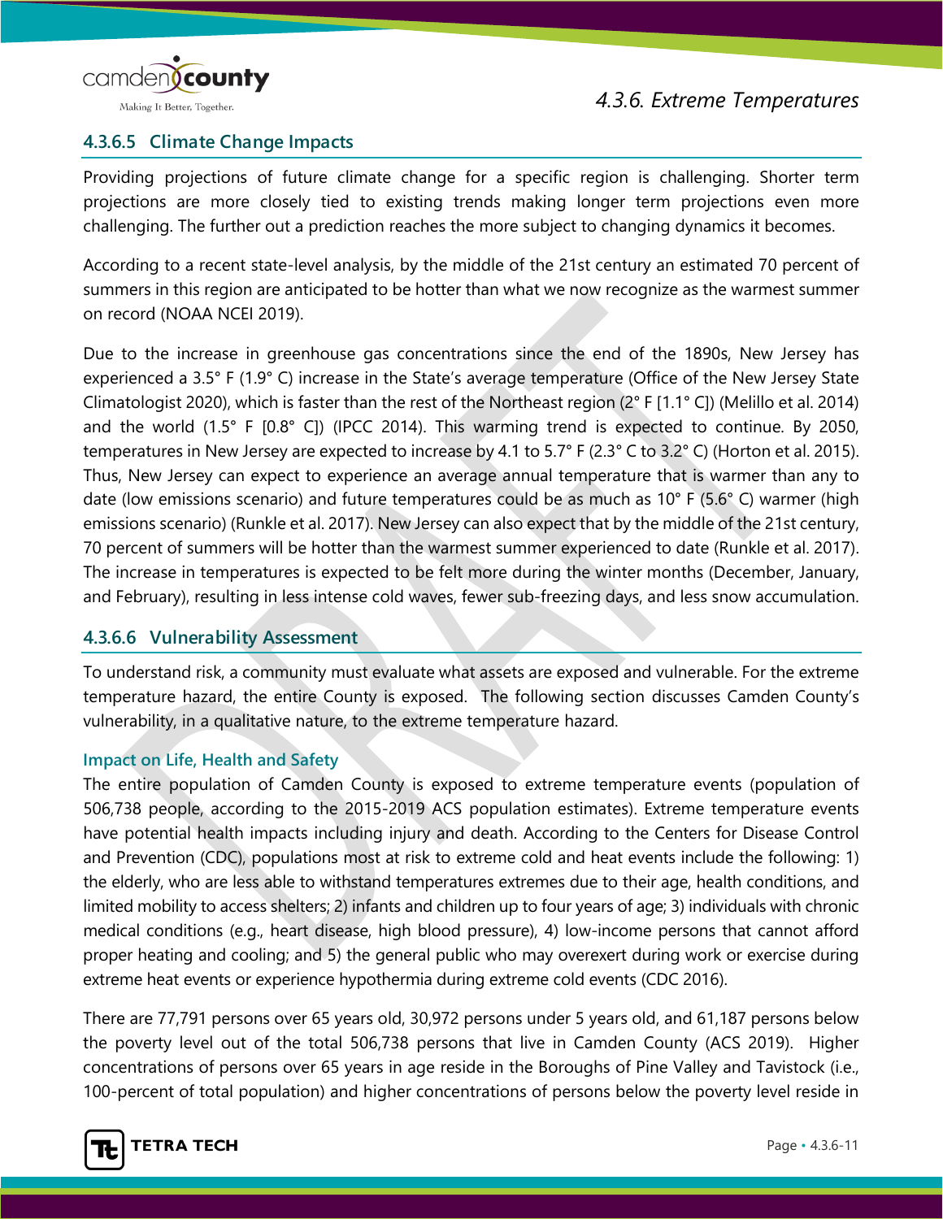### 4.3.6.5 Climate Change Impacts

Providing projections of future climate change for a specific region is challenging. Shorter term projections are more closely tied to existing trends making longer term projections even more challenging. The further out a prediction reaches the more subject to changing dynamics it becomes.

According to a recent state-level analysis, by the middle of the 21st century an estimated 70 percent of summers in this region are anticipated to be hotter than what we now recognize as the warmest summer on record (NOAA NCEI 2019).

Due to the increase in greenhouse gas concentrations since the end of the 1890s, New Jersey has experienced a 3.5° F (1.9° C) increase in the State's average temperature (Office of the New Jersey State Climatologist 2020), which is faster than the rest of the Northeast region (2° F [1.1° C]) (Melillo et al. 2014) and the world (1.5° F [0.8° C]) (IPCC 2014). This warming trend is expected to continue. By 2050, temperatures in New Jersey are expected to increase by 4.1 to 5.7° F (2.3° C to 3.2° C) (Horton et al. 2015). Thus, New Jersey can expect to experience an average annual temperature that is warmer than any to date (low emissions scenario) and future temperatures could be as much as 10° F (5.6° C) warmer (high emissions scenario) (Runkle et al. 2017). New Jersey can also expect that by the middle of the 21st century, 70 percent of summers will be hotter than the warmest summer experienced to date (Runkle et al. 2017). The increase in temperatures is expected to be felt more during the winter months (December, January, and February), resulting in less intense cold waves, fewer sub-freezing days, and less snow accumulation.

### 4.3.6.6 Vulnerability Assessment

To understand risk, a community must evaluate what assets are exposed and vulnerable. For the extreme temperature hazard, the entire County is exposed. The following section discusses Camden County's vulnerability, in a qualitative nature, to the extreme temperature hazard.

#### Impact on Life, Health and Safety

The entire population of Camden County is exposed to extreme temperature events (population of 506,738 people, according to the 2015-2019 ACS population estimates). Extreme temperature events have potential health impacts including injury and death. According to the Centers for Disease Control and Prevention (CDC), populations most at risk to extreme cold and heat events include the following: 1) the elderly, who are less able to withstand temperatures extremes due to their age, health conditions, and limited mobility to access shelters; 2) infants and children up to four years of age; 3) individuals with chronic medical conditions (e.g., heart disease, high blood pressure), 4) low-income persons that cannot afford proper heating and cooling; and 5) the general public who may overexert during work or exercise during extreme heat events or experience hypothermia during extreme cold events (CDC 2016).

There are 77,791 persons over 65 years old, 30,972 persons under 5 years old, and 61,187 persons below the poverty level out of the total 506,738 persons that live in Camden County (ACS 2019). Higher concentrations of persons over 65 years in age reside in the Boroughs of Pine Valley and Tavistock (i.e., 100-percent of total population) and higher concentrations of persons below the poverty level reside in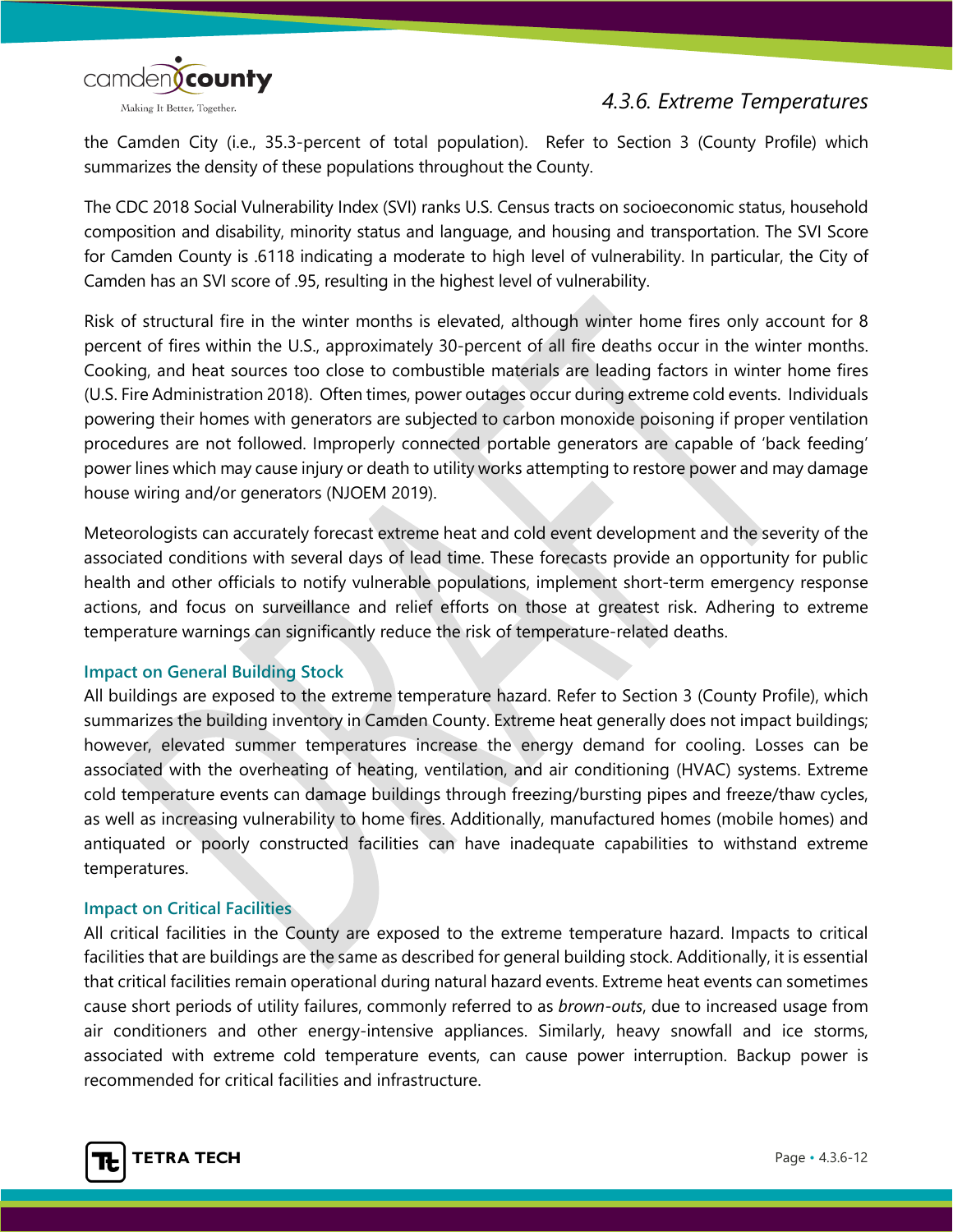the Camden City (i.e., 35.3-percent of total population). Refer to Section 3 (County Profile) which summarizes the density of these populations throughout the County.

The CDC 2018 Social Vulnerability Index (SVI) ranks U.S. Census tracts on socioeconomic status, household composition and disability, minority status and language, and housing and transportation. The SVI Score for Camden County is .6118 indicating a moderate to high level of vulnerability. In particular, the City of Camden has an SVI score of .95, resulting in the highest level of vulnerability.

Risk of structural fire in the winter months is elevated, although winter home fires only account for 8 percent of fires within the U.S., approximately 30-percent of all fire deaths occur in the winter months. Cooking, and heat sources too close to combustible materials are leading factors in winter home fires (U.S. Fire Administration 2018). Often times, power outages occur during extreme cold events. Individuals powering their homes with generators are subjected to carbon monoxide poisoning if proper ventilation procedures are not followed. Improperly connected portable generators are capable of 'back feeding' power lines which may cause injury or death to utility works attempting to restore power and may damage house wiring and/or generators (NJOEM 2019).

Meteorologists can accurately forecast extreme heat and cold event development and the severity of the associated conditions with several days of lead time. These forecasts provide an opportunity for public health and other officials to notify vulnerable populations, implement short-term emergency response actions, and focus on surveillance and relief efforts on those at greatest risk. Adhering to extreme temperature warnings can significantly reduce the risk of temperature-related deaths.

### Impact on General Building Stock

All buildings are exposed to the extreme temperature hazard. Refer to Section 3 (County Profile), which summarizes the building inventory in Camden County. Extreme heat generally does not impact buildings; however, elevated summer temperatures increase the energy demand for cooling. Losses can be associated with the overheating of heating, ventilation, and air conditioning (HVAC) systems. Extreme cold temperature events can damage buildings through freezing/bursting pipes and freeze/thaw cycles, as well as increasing vulnerability to home fires. Additionally, manufactured homes (mobile homes) and antiquated or poorly constructed facilities can have inadequate capabilities to withstand extreme temperatures.

### Impact on Critical Facilities

All critical facilities in the County are exposed to the extreme temperature hazard. Impacts to critical facilities that are buildings are the same as described for general building stock. Additionally, it is essential that critical facilities remain operational during natural hazard events. Extreme heat events can sometimes cause short periods of utility failures, commonly referred to as *brown-outs*, due to increased usage from air conditioners and other energy-intensive appliances. Similarly, heavy snowfall and ice storms, associated with extreme cold temperature events, can cause power interruption. Backup power is recommended for critical facilities and infrastructure.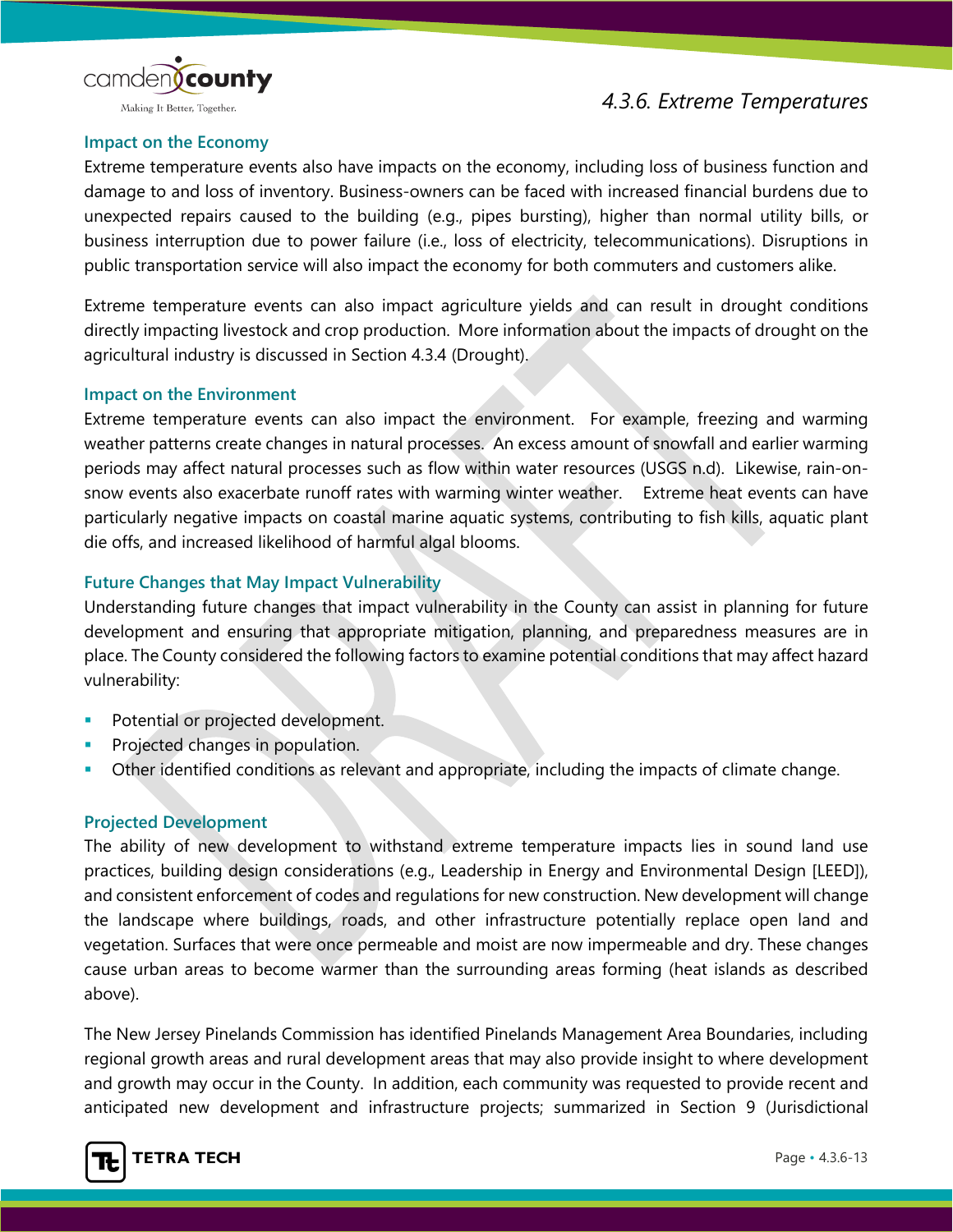### Impact on the Economy

Extreme temperature events also have impacts on the economy, including loss of business function and damage to and loss of inventory. Business-owners can be faced with increased financial burdens due to unexpected repairs caused to the building (e.g., pipes bursting), higher than normal utility bills, or business interruption due to power failure (i.e., loss of electricity, telecommunications). Disruptions in public transportation service will also impact the economy for both commuters and customers alike.

Extreme temperature events can also impact agriculture yields and can result in drought conditions directly impacting livestock and crop production. More information about the impacts of drought on the agricultural industry is discussed in Section 4.3.4 (Drought).

### Impact on the Environment

Extreme temperature events can also impact the environment. For example, freezing and warming weather patterns create changes in natural processes. An excess amount of snowfall and earlier warming periods may affect natural processes such as flow within water resources (USGS n.d). Likewise, rain-on-snow events also exacerbate runoff rates with warming winter weather. Extreme heat events can have particularly negative impacts on coastal marine aquatic systems, contributing to fish kills, aquatic plant die offs, and increased likelihood of harmful algal blooms.

### Future Changes that May Impact Vulnerability

Understanding future changes that impact vulnerability in the County can assist in planning for future development and ensuring that appropriate mitigation, planning, and preparedness measures are in place. The County considered the following factors to examine potential conditions that may affect hazard vulnerability:

- Potential or projected development.
- Projected changes in population.
- Other identified conditions as relevant and appropriate, including the impacts of climate change.

### Projected Development

The ability of new development to withstand extreme temperature impacts lies in sound land use practices, building design considerations (e.g., Leadership in Energy and Environmental Design [LEED]), and consistent enforcement of codes and regulations for new construction. New development will change the landscape where buildings, roads, and other infrastructure potentially replace open land and vegetation. Surfaces that were once permeable and moist are now impermeable and dry. These changes cause urban areas to become warmer than the surrounding areas forming (heat islands as described above).

The New Jersey Pinelands Commission has identified Pinelands Management Area Boundaries, including regional growth areas and rural development areas that may also provide insight to where development and growth may occur in the County. In addition, each community was requested to provide recent and anticipated new development and infrastructure projects; summarized in Section 9 (Jurisdictional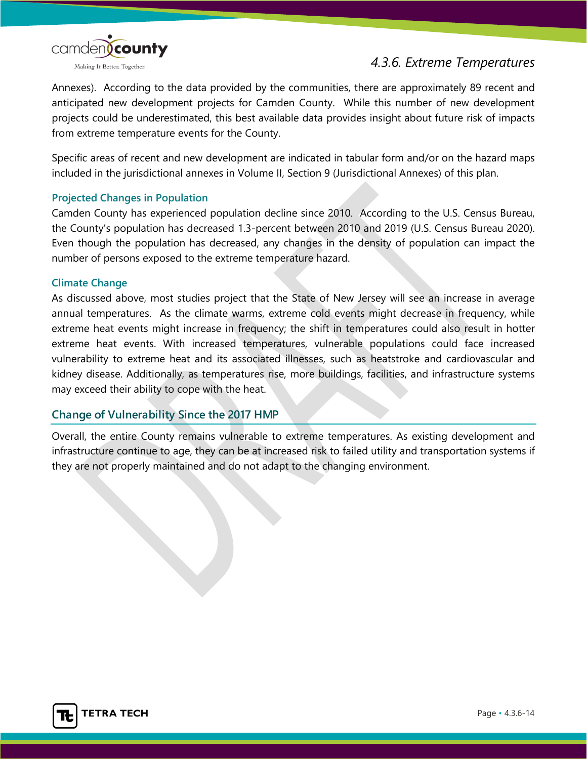Annexes). According to the data provided by the communities, there are approximately 89 recent and anticipated new development projects for Camden County. While this number of new development projects could be underestimated, this best available data provides insight about future risk of impacts from extreme temperature events for the County.

Specific areas of recent and new development are indicated in tabular form and/or on the hazard maps included in the jurisdictional annexes in Volume II, Section 9 (Jurisdictional Annexes) of this plan.

### Projected Changes in Population

Camden County has experienced population decline since 2010. According to the U.S. Census Bureau, the County's population has decreased 1.3-percent between 2010 and 2019 (U.S. Census Bureau 2020). Even though the population has decreased, any changes in the density of population can impact the number of persons exposed to the extreme temperature hazard.

### Climate Change

As discussed above, most studies project that the State of New Jersey will see an increase in average annual temperatures. As the climate warms, extreme cold events might decrease in frequency, while extreme heat events might increase in frequency; the shift in temperatures could also result in hotter extreme heat events. With increased temperatures, vulnerable populations could face increased vulnerability to extreme heat and its associated illnesses, such as heatstroke and cardiovascular and kidney disease. Additionally, as temperatures rise, more buildings, facilities, and infrastructure systems may exceed their ability to cope with the heat.

## Change of Vulnerability Since the 2017 HMP

Overall, the entire County remains vulnerable to extreme temperatures. As existing development and infrastructure continue to age, they can be at increased risk to failed utility and transportation systems if they are not properly maintained and do not adapt to the changing environment.